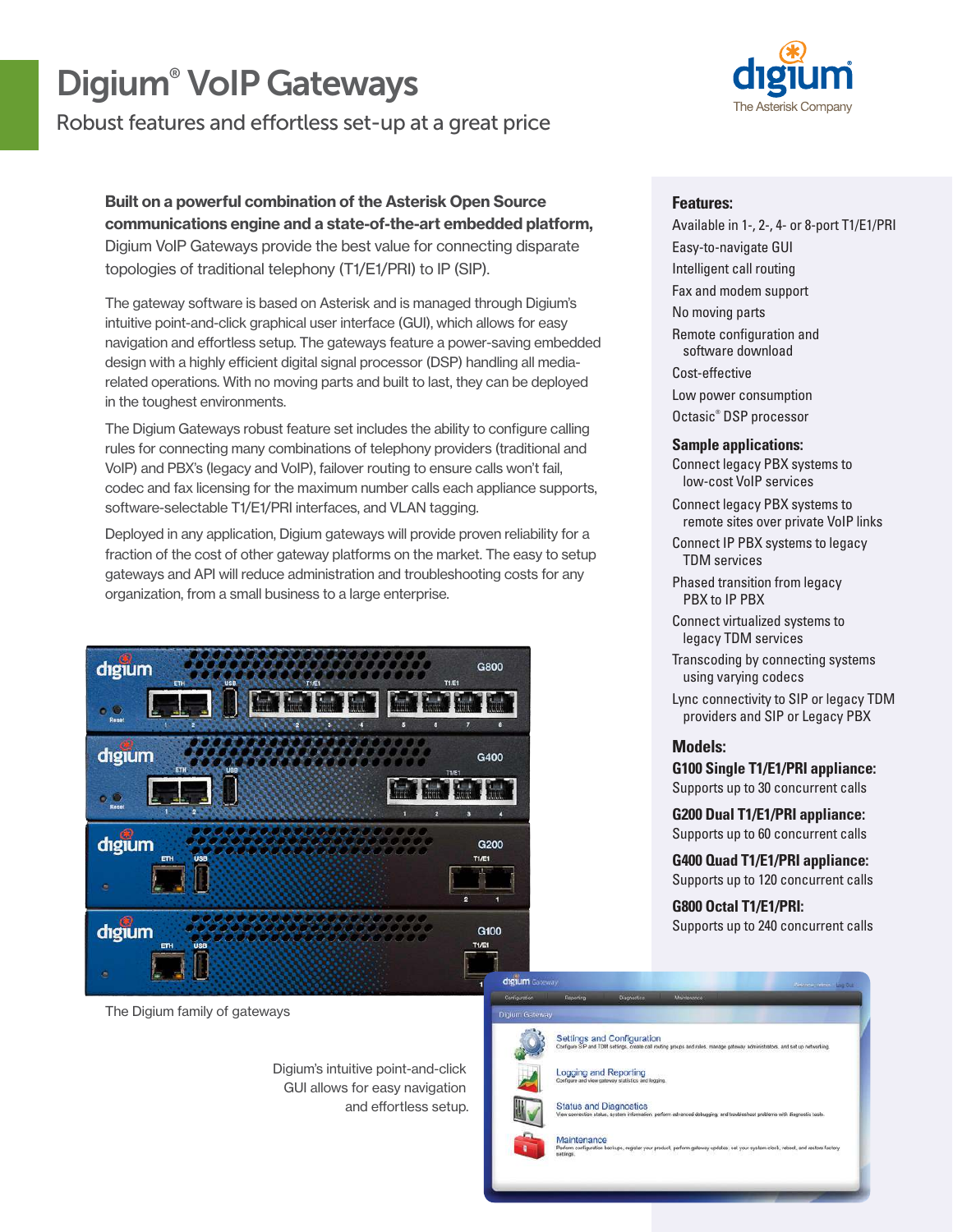# Digium® VoIP Gateways

## Robust features and effortless set-up at a great price

**Built on a powerful combination of the Asterisk Open Source communications engine and a state-of-the-art embedded platform,** Digium VoIP Gateways provide the best value for connecting disparate topologies of traditional telephony (T1/E1/PRI) to IP (SIP).

The gateway software is based on Asterisk and is managed through Digium's intuitive point-and-click graphical user interface (GUI), which allows for easy navigation and effortless setup. The gateways feature a power-saving embedded design with a highly efficient digital signal processor (DSP) handling all media-related operations. With no moving parts and built to last, they can be deployed in the toughest environments.

The Digium Gateways robust feature set includes the ability to configure calling rules for connecting many combinations of telephony providers (traditional and VoIP) and PBX's (legacy and VoIP), failover routing to ensure calls won't fail, codec and fax licensing for the maximum number calls each appliance supports, software-selectable T1/E1/PRI interfaces, and VLAN tagging.

Deployed in any application, Digium gateways will provide proven reliability for a fraction of the cost of other gateway platforms on the market. The easy to setup gateways and API will reduce administration and troubleshooting costs for any organization, from a small business to a large enterprise.

The Digium family of gateways

Digium's intuitive point-and-click GUI allows for easy navigation and effortless setup.

### Features:

- Available in 1-, 2-, 4- or 8-port T1/E1/PRI
- Easy-to-navigate GUI
- Intelligent call routing
- Fax and modem support
- No moving parts
- Remote configuration and software download
- Cost-effective
- Low power consumption
- Octasic® DSP processor

### Sample applications:

- Connect legacy PBX systems to low-cost VoIP services
- Connect legacy PBX systems to remote sites over private VoIP links
- Connect IP PBX systems to legacy TDM services
- Phased transition from legacy PBX to IP PBX
- Connect virtualized systems to legacy TDM services
- Transcoding by connecting systems using varying codecs
- Lync connectivity to SIP or legacy TDM providers and SIP or Legacy PBX

### Models:

**G100 Single T1/E1/PRI appliance:**
Supports up to 30 concurrent calls

**G200 Dual T1/E1/PRI appliance:**
Supports up to 60 concurrent calls

**G400 Quad T1/E1/PRI appliance:**
Supports up to 120 concurrent calls

**G800 Octal T1/E1/PRI:**
Supports up to 240 concurrent calls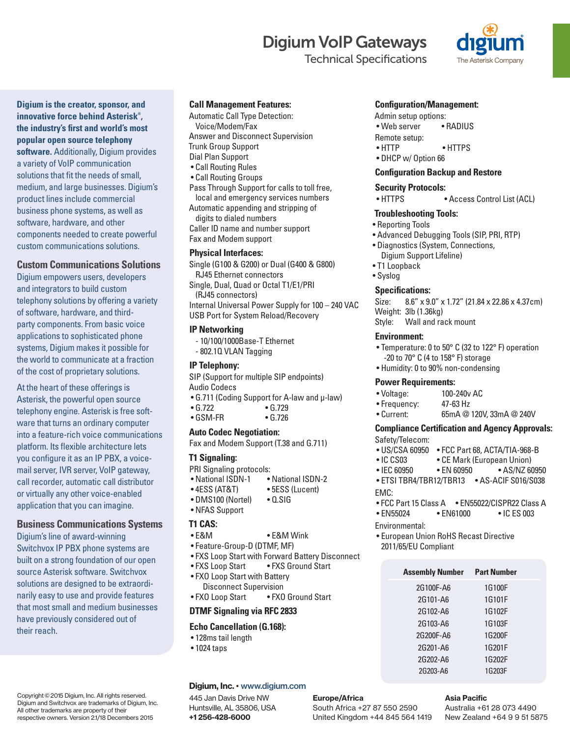# Digium VoIP Gateways

Technical Specifications

digium — The Asterisk Company

**Digium is the creator, sponsor, and innovative force behind Asterisk®, the industry's first and world's most popular open source telephony software.** Additionally, Digium provides a variety of VoIP communication solutions that fit the needs of small, medium, and large businesses. Digium's product lines include commercial business phone systems, as well as software, hardware, and other components needed to create powerful custom communications solutions.

## Custom Communications Solutions

Digium empowers users, developers and integrators to build custom telephony solutions by offering a variety of software, hardware, and third-party components. From basic voice applications to sophisticated phone systems, Digium makes it possible for the world to communicate at a fraction of the cost of proprietary solutions.

At the heart of these offerings is Asterisk, the powerful open source telephony engine. Asterisk is free software that turns an ordinary computer into a feature-rich voice communications platform. Its flexible architecture lets you configure it as an IP PBX, a voicemail server, IVR server, VoIP gateway, call recorder, automatic call distributor or virtually any other voice-enabled application that you can imagine.

## Business Communications Systems

Digium's line of award-winning Switchvox IP PBX phone systems are built on a strong foundation of our open source Asterisk software. Switchvox solutions are designed to be extraordinarily easy to use and provide features that most small and medium businesses have previously considered out of their reach.

### Call Management Features:

Automatic Call Type Detection: Voice/Modem/Fax
Answer and Disconnect Supervision
Trunk Group Support
Dial Plan Support
- Call Routing Rules
- Call Routing Groups

Pass Through Support for calls to toll free, local and emergency services numbers
Automatic appending and stripping of digits to dialed numbers
Caller ID name and number support
Fax and Modem support

### Physical Interfaces:

Single (G100 & G200) or Dual (G400 & G800) RJ45 Ethernet connectors
Single, Dual, Quad or Octal T1/E1/PRI (RJ45 connectors)
Internal Universal Power Supply for 100 – 240 VAC
USB Port for System Reload/Recovery

### IP Networking

- 10/100/1000Base-T Ethernet
- 802.1Q VLAN Tagging

### IP Telephony:

SIP (Support for multiple SIP endpoints)
Audio Codecs
- G.711 (Coding Support for A-law and µ-law)
- G.722
- G.729
- GSM-FR
- G.726

### Auto Codec Negotiation:

Fax and Modem Support (T.38 and G.711)

### T1 Signaling:

PRI Signaling protocols:
- National ISDN-1
- National ISDN-2
- 4ESS (AT&T)
- 5ESS (Lucent)
- DMS100 (Nortel)
- Q.SIG
- NFAS Support

### T1 CAS:

- E&M
- E&M Wink
- Feature-Group-D (DTMF, MF)
- FXS Loop Start with Forward Battery Disconnect
- FXS Loop Start
- FXS Ground Start
- FXO Loop Start with Battery Disconnect Supervision
- FXO Loop Start
- FXO Ground Start

### DTMF Signaling via RFC 2833

### Echo Cancellation (G.168):

- 128ms tail length
- 1024 taps

### Configuration/Management:

Admin setup options:
- Web server
- RADIUS

Remote setup:
- HTTP
- HTTPS
- DHCP w/ Option 66

### Configuration Backup and Restore

### Security Protocols:

- HTTPS
- Access Control List (ACL)

### Troubleshooting Tools:

- Reporting Tools
- Advanced Debugging Tools (SIP, PRI, RTP)
- Diagnostics (System, Connections, Digium Support Lifeline)
- T1 Loopback
- Syslog

### Specifications:

Size: 8.6″ x 9.0″ x 1.72″ (21.84 x 22.86 x 4.37cm)
Weight: 3lb (1.36kg)
Style: Wall and rack mount

### Environment:

- Temperature: 0 to 50° C (32 to 122° F) operation; -20 to 70° C (4 to 158° F) storage
- Humidity: 0 to 90% non-condensing

### Power Requirements:

- Voltage: 100-240v AC
- Frequency: 47-63 Hz
- Current: 65mA @ 120V, 33mA @ 240V

### Compliance Certification and Agency Approvals:

Safety/Telecom:
- US/CSA 60950
- FCC Part 68, ACTA/TIA-968-B
- IC CS03
- CE Mark (European Union)
- IEC 60950
- EN 60950
- AS/NZ 60950
- ETSI TBR4/TBR12/TBR13
- AS-ACIF S016/S038

EMC:
- FCC Part 15 Class A
- EN55022/CISPR22 Class A
- EN55024
- EN61000
- IC ES 003

Environmental:
- European Union RoHS Recast Directive 2011/65/EU Compliant

| Assembly Number | Part Number |
|---|---|
| 2G100F-A6 | 1G100F |
| 2G101-A6 | 1G101F |
| 2G102-A6 | 1G102F |
| 2G103-A6 | 1G103F |
| 2G200F-A6 | 1G200F |
| 2G201-A6 | 1G201F |
| 2G202-A6 | 1G202F |
| 2G203-A6 | 1G203F |

Copyright © 2015 Digium, Inc. All rights reserved. Digium and Switchvox are trademarks of Digium, Inc. All other trademarks are property of their respective owners. Version 2.1/18 Decembers 2015

**Digium, Inc.** • www.digium.com
445 Jan Davis Drive NW
Huntsville, AL 35806, USA
**+1 256-428-6000**

**Europe/Africa**
South Africa +27 87 550 2590
United Kingdom +44 845 564 1419

**Asia Pacific**
Australia +61 28 073 4490
New Zealand +64 9 9 51 5875